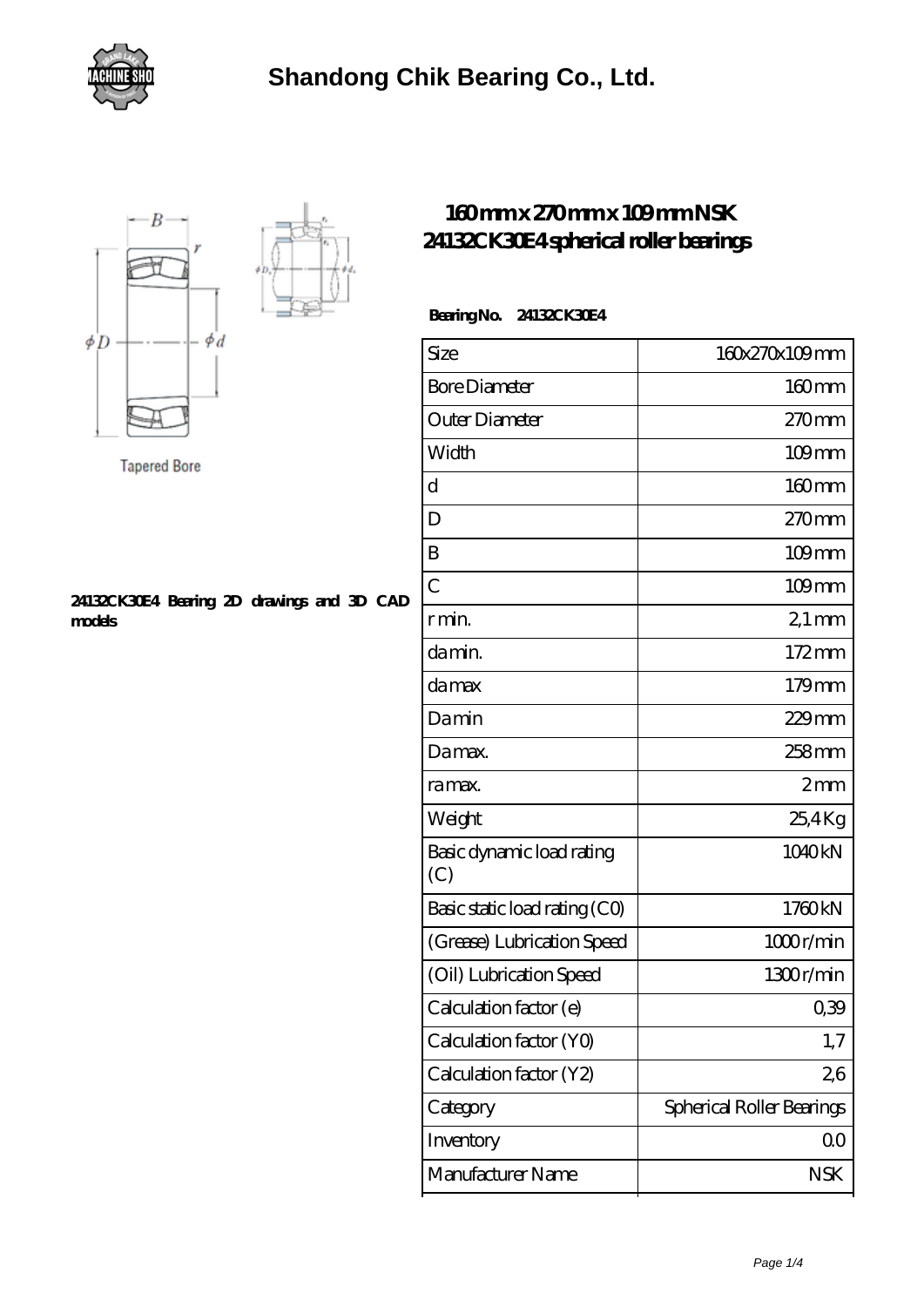# Shandong Chik Bearing Co., Ltd.

Tapered Bore

## 160 mm x 270 mm x 109 mm NSK 24132CK30E4 spherical roller bearings

**24132CK30E4 Bearing 2D drawings and 3D CAD models**

**Bearing No. 24132CK30E4**

| Size | 160x270x109 mm |
|---|---|
| Bore Diameter | 160 mm |
| Outer Diameter | 270 mm |
| Width | 109 mm |
| d | 160 mm |
| D | 270 mm |
| B | 109 mm |
| C | 109 mm |
| r min. | 2,1 mm |
| da min. | 172 mm |
| da max | 179 mm |
| Da min | 229 mm |
| Da max. | 258 mm |
| ra max. | 2 mm |
| Weight | 25,4 Kg |
| Basic dynamic load rating (C) | 1040 kN |
| Basic static load rating (C0) | 1760 kN |
| (Grease) Lubrication Speed | 1000 r/min |
| (Oil) Lubrication Speed | 1300 r/min |
| Calculation factor (e) | 0,39 |
| Calculation factor (Y0) | 1,7 |
| Calculation factor (Y2) | 2,6 |
| Category | Spherical Roller Bearings |
| Inventory | 0.0 |
| Manufacturer Name | NSK |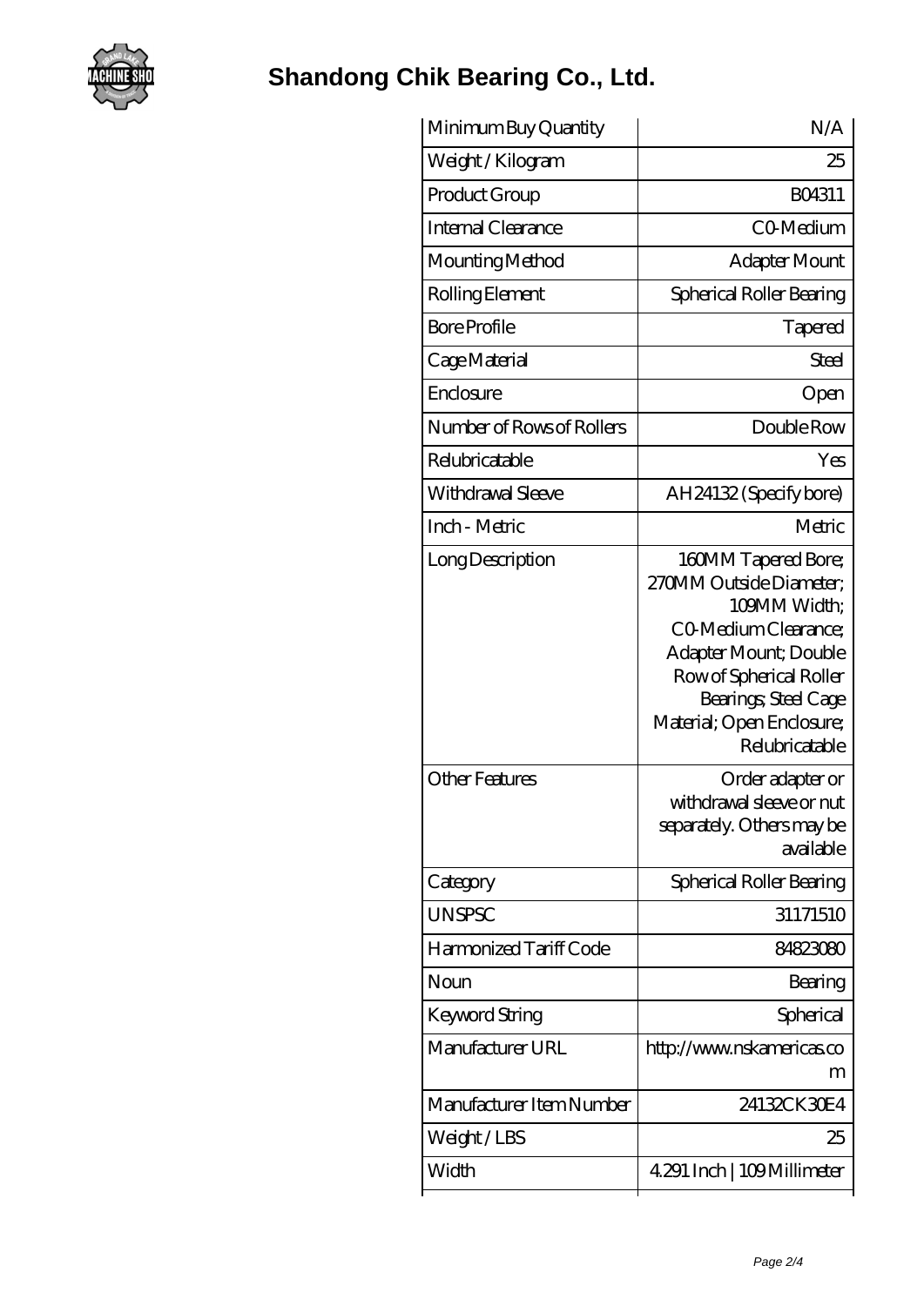# Shandong Chik Bearing Co., Ltd.

| | |
|---|---|
| Minimum Buy Quantity | N/A |
| Weight / Kilogram | 25 |
| Product Group | B04311 |
| Internal Clearance | C0-Medium |
| Mounting Method | Adapter Mount |
| Rolling Element | Spherical Roller Bearing |
| Bore Profile | Tapered |
| Cage Material | Steel |
| Enclosure | Open |
| Number of Rows of Rollers | Double Row |
| Relubricatable | Yes |
| Withdrawal Sleeve | AH24132 (Specify bore) |
| Inch - Metric | Metric |
| Long Description | 160MM Tapered Bore; 270MM Outside Diameter; 109MM Width; C0-Medium Clearance; Adapter Mount; Double Row of Spherical Roller Bearings; Steel Cage Material; Open Enclosure; Relubricatable |
| Other Features | Order adapter or withdrawal sleeve or nut separately. Others may be available |
| Category | Spherical Roller Bearing |
| UNSPSC | 31171510 |
| Harmonized Tariff Code | 84823080 |
| Noun | Bearing |
| Keyword String | Spherical |
| Manufacturer URL | http://www.nskamericas.com |
| Manufacturer Item Number | 24132CK30E4 |
| Weight / LBS | 25 |
| Width | 4.291 Inch \| 109 Millimeter |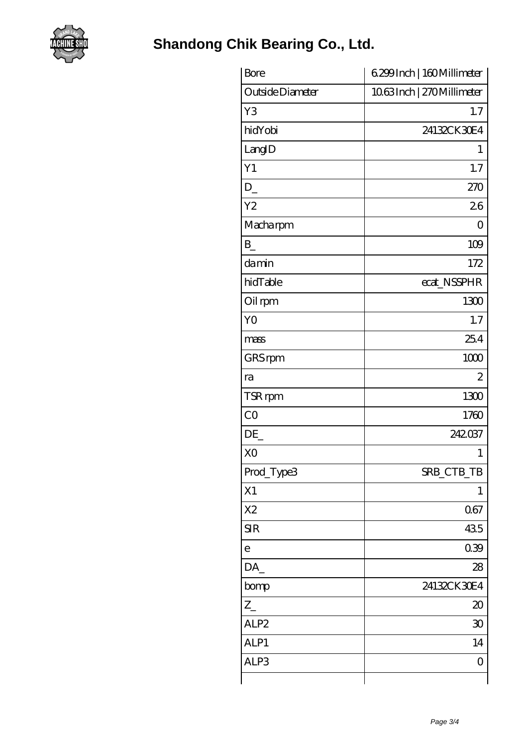# Shandong Chik Bearing Co., Ltd.

| | |
|---|---|
| Bore | 6.299 Inch \| 160 Millimeter |
| Outside Diameter | 10.63 Inch \| 270 Millimeter |
| Y3 | 1.7 |
| hidYobi | 24132CK30E4 |
| LangID | 1 |
| Y1 | 1.7 |
| D_ | 270 |
| Y2 | 2.6 |
| Macha rpm | 0 |
| B_ | 109 |
| da min | 172 |
| hidTable | ecat_NSSPHR |
| Oil rpm | 1300 |
| Y0 | 1.7 |
| mass | 25.4 |
| GRS rpm | 1000 |
| ra | 2 |
| TSR rpm | 1300 |
| C0 | 1760 |
| DE_ | 242.037 |
| X0 | 1 |
| Prod_Type3 | SRB_CTB_TB |
| X1 | 1 |
| X2 | 0.67 |
| SIR | 43.5 |
| e | 0.39 |
| DA_ | 28 |
| bomp | 24132CK30E4 |
| Z_ | 20 |
| ALP2 | 30 |
| ALP1 | 14 |
| ALP3 | 0 |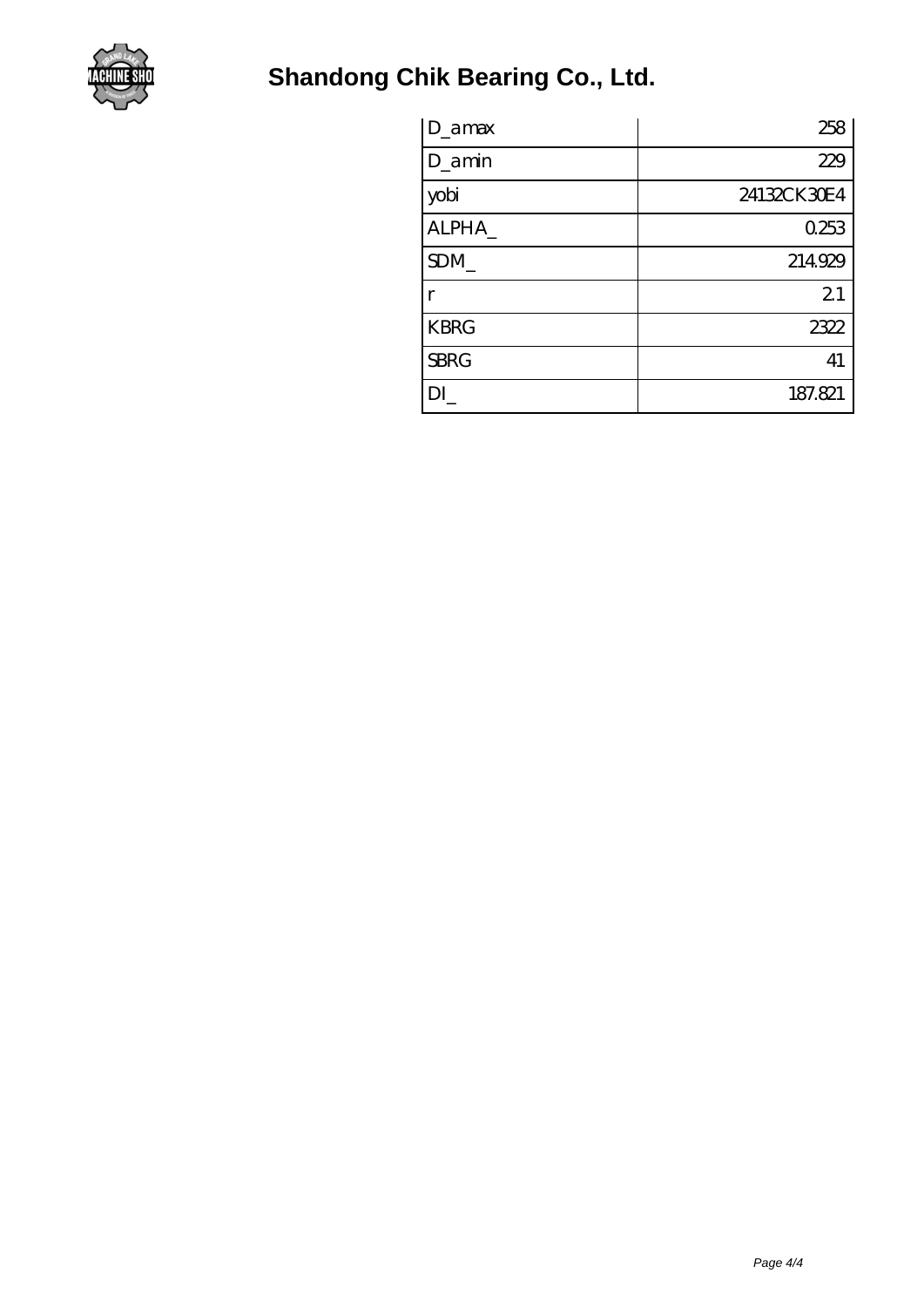| | |
|---|---|
| D_amax | 258 |
| D_amin | 229 |
| yobi | 24132CK30E4 |
| ALPHA_ | 0.253 |
| SDM_ | 214.929 |
| r | 2.1 |
| KBRG | 2322 |
| SBRG | 41 |
| DI_ | 187.821 |